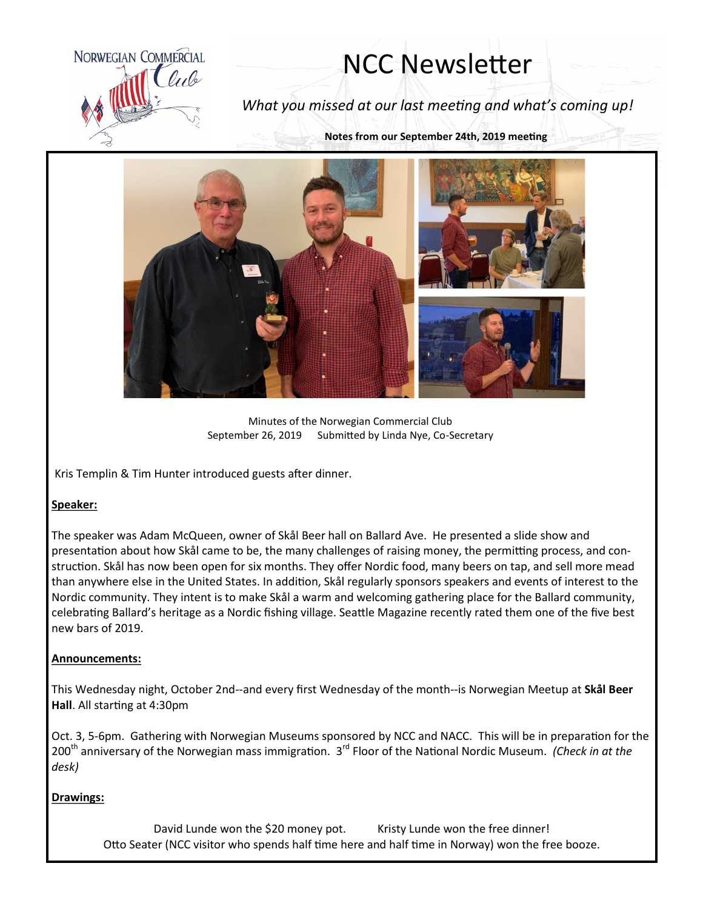NORWEGIAN COMMERCIAL Club

# NCC Newsletter

*What you missed at our last meeting and what's coming up!*

**Notes from our September 24th, 2019 meeting**

Minutes of the Norwegian Commercial Club
September 26, 2019 Submitted by Linda Nye, Co-Secretary

Kris Templin & Tim Hunter introduced guests after dinner.

**Speaker:**

The speaker was Adam McQueen, owner of Skål Beer hall on Ballard Ave. He presented a slide show and presentation about how Skål came to be, the many challenges of raising money, the permitting process, and construction. Skål has now been open for six months. They offer Nordic food, many beers on tap, and sell more mead than anywhere else in the United States. In addition, Skål regularly sponsors speakers and events of interest to the Nordic community. They intent is to make Skål a warm and welcoming gathering place for the Ballard community, celebrating Ballard's heritage as a Nordic fishing village. Seattle Magazine recently rated them one of the five best new bars of 2019.

**Announcements:**

This Wednesday night, October 2nd--and every first Wednesday of the month--is Norwegian Meetup at **Skål Beer Hall**. All starting at 4:30pm

Oct. 3, 5-6pm. Gathering with Norwegian Museums sponsored by NCC and NACC. This will be in preparation for the 200th anniversary of the Norwegian mass immigration. 3rd Floor of the National Nordic Museum. *(Check in at the desk)*

**Drawings:**

David Lunde won the $20 money pot. Kristy Lunde won the free dinner!
Otto Seater (NCC visitor who spends half time here and half time in Norway) won the free booze.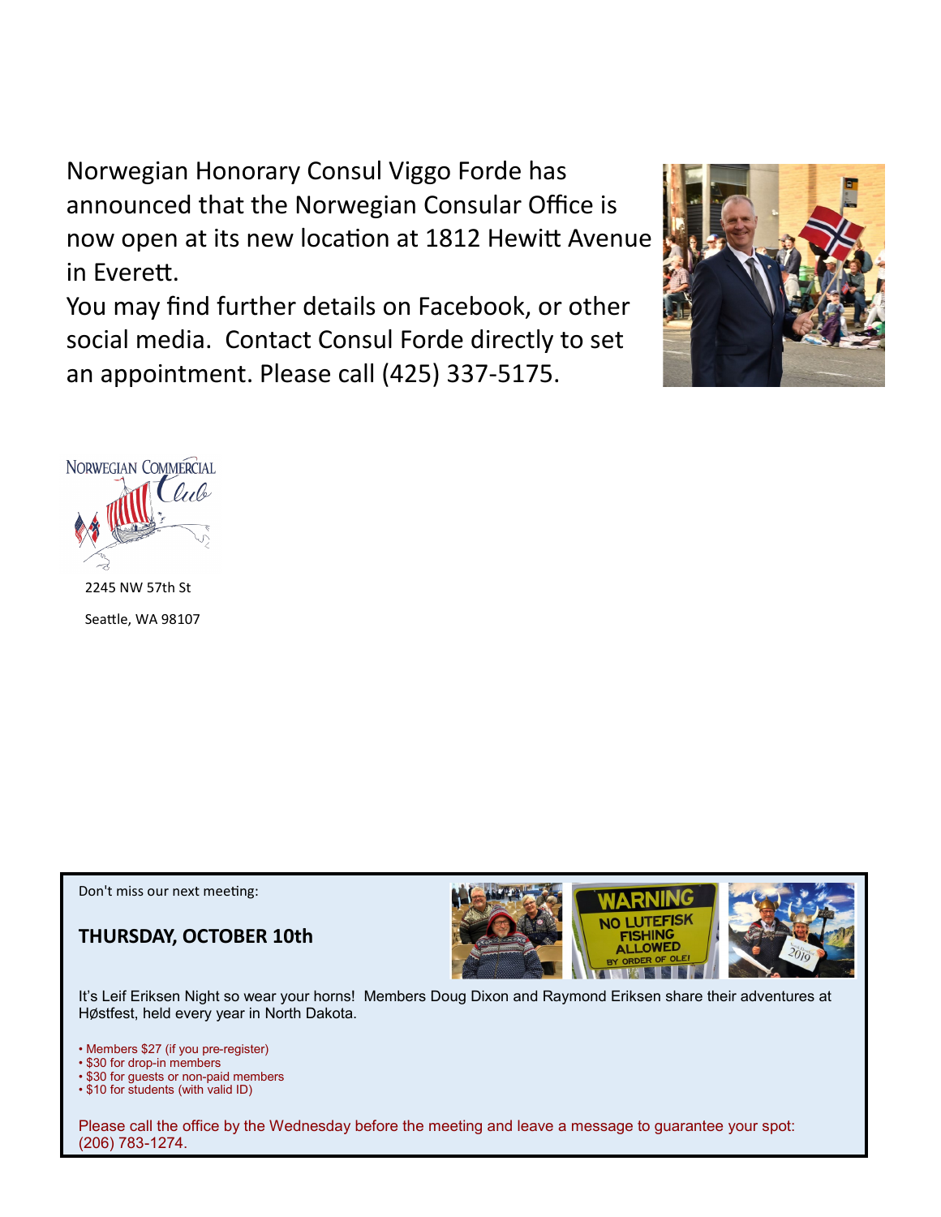Norwegian Honorary Consul Viggo Forde has announced that the Norwegian Consular Office is now open at its new location at 1812 Hewitt Avenue in Everett.

You may find further details on Facebook, or other social media. Contact Consul Forde directly to set an appointment. Please call (425) 337-5175.

2245 NW 57th St

Seattle, WA 98107

Don't miss our next meeting:

**THURSDAY, OCTOBER 10th**

It's Leif Eriksen Night so wear your horns! Members Doug Dixon and Raymond Eriksen share their adventures at Høstfest, held every year in North Dakota.

- Members $27 (if you pre-register)
- $30 for drop-in members
- $30 for guests or non-paid members
- $10 for students (with valid ID)

Please call the office by the Wednesday before the meeting and leave a message to guarantee your spot: (206) 783-1274.